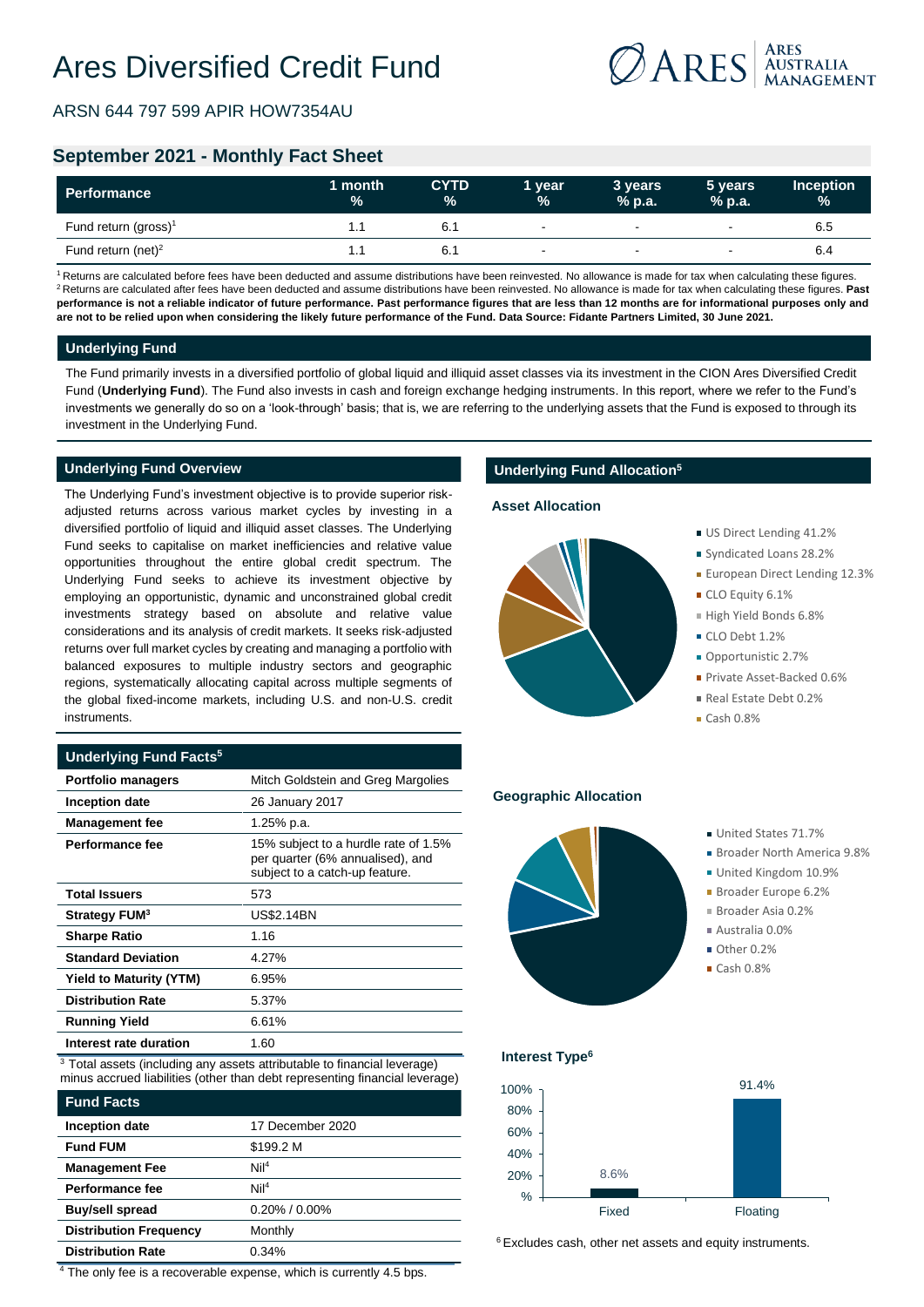# Ares Diversified Credit Fund

ARSN 644 797 599 APIR HOW7354AU

## September 2021 - Monthly Fact Sheet

| Performance | 1 month % | CYTD % | 1 year % | 3 years % p.a. | 5 years % p.a. | Inception % |
|---|---|---|---|---|---|---|
| Fund return (gross)[1] | 1.1 | 6.1 | - | - | - | 6.5 |
| Fund return (net)[2] | 1.1 | 6.1 | - | - | - | 6.4 |

[1] Returns are calculated before fees have been deducted and assume distributions have been reinvested. No allowance is made for tax when calculating these figures.
[2] Returns are calculated after fees have been deducted and assume distributions have been reinvested. No allowance is made for tax when calculating these figures. **Past performance is not a reliable indicator of future performance. Past performance figures that are less than 12 months are for informational purposes only and are not to be relied upon when considering the likely future performance of the Fund. Data Source: Fidante Partners Limited, 30 June 2021.**

### Underlying Fund

The Fund primarily invests in a diversified portfolio of global liquid and illiquid asset classes via its investment in the CION Ares Diversified Credit Fund (**Underlying Fund**). The Fund also invests in cash and foreign exchange hedging instruments. In this report, where we refer to the Fund's investments we generally do so on a 'look-through' basis; that is, we are referring to the underlying assets that the Fund is exposed to through its investment in the Underlying Fund.

### Underlying Fund Overview

The Underlying Fund's investment objective is to provide superior risk-adjusted returns across various market cycles by investing in a diversified portfolio of liquid and illiquid asset classes. The Underlying Fund seeks to capitalise on market inefficiencies and relative value opportunities throughout the entire global credit spectrum. The Underlying Fund seeks to achieve its investment objective by employing an opportunistic, dynamic and unconstrained global credit investments strategy based on absolute and relative value considerations and its analysis of credit markets. It seeks risk-adjusted returns over full market cycles by creating and managing a portfolio with balanced exposures to multiple industry sectors and geographic regions, systematically allocating capital across multiple segments of the global fixed-income markets, including U.S. and non-U.S. credit instruments.

### Underlying Fund Facts[5]

| | |
|---|---|
| **Portfolio managers** | Mitch Goldstein and Greg Margolies |
| **Inception date** | 26 January 2017 |
| **Management fee** | 1.25% p.a. |
| **Performance fee** | 15% subject to a hurdle rate of 1.5% per quarter (6% annualised), and subject to a catch-up feature. |
| **Total Issuers** | 573 |
| **Strategy FUM[3]** | US$2.14BN |
| **Sharpe Ratio** | 1.16 |
| **Standard Deviation** | 4.27% |
| **Yield to Maturity (YTM)** | 6.95% |
| **Distribution Rate** | 5.37% |
| **Running Yield** | 6.61% |
| **Interest rate duration** | 1.60 |

[3] Total assets (including any assets attributable to financial leverage) minus accrued liabilities (other than debt representing financial leverage)

### Fund Facts

| | |
|---|---|
| **Inception date** | 17 December 2020 |
| **Fund FUM** | $199.2 M |
| **Management Fee** | Nil[4] |
| **Performance fee** | Nil[4] |
| **Buy/sell spread** | 0.20% / 0.00% |
| **Distribution Frequency** | Monthly |
| **Distribution Rate** | 0.34% |

[4] The only fee is a recoverable expense, which is currently 4.5 bps.

### Underlying Fund Allocation[5]

**Asset Allocation**

- US Direct Lending 41.2%
- Syndicated Loans 28.2%
- European Direct Lending 12.3%
- CLO Equity 6.1%
- High Yield Bonds 6.8%
- CLO Debt 1.2%
- Opportunistic 2.7%
- Private Asset-Backed 0.6%
- Real Estate Debt 0.2%
- Cash 0.8%

**Geographic Allocation**

- United States 71.7%
- Broader North America 9.8%
- United Kingdom 10.9%
- Broader Europe 6.2%
- Broader Asia 0.2%
- Australia 0.0%
- Other 0.2%
- Cash 0.8%

**Interest Type[6]**

| Type | % |
|---|---|
| Fixed | 8.6% |
| Floating | 91.4% |

[6] Excludes cash, other net assets and equity instruments.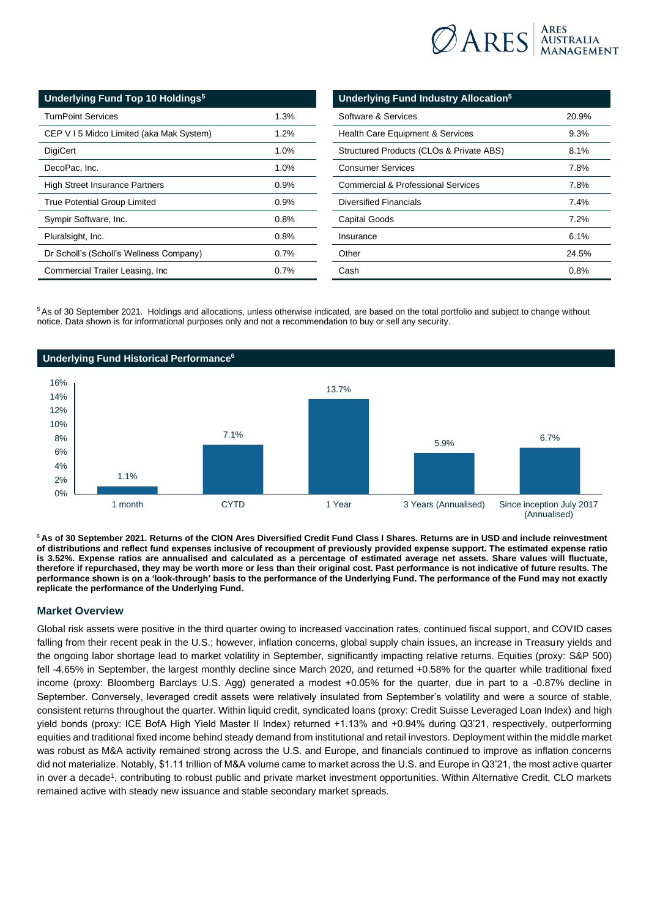| Underlying Fund Top 10 Holdings[5] | |
|---|---|
| TurnPoint Services | 1.3% |
| CEP V I 5 Midco Limited (aka Mak System) | 1.2% |
| DigiCert | 1.0% |
| DecoPac, Inc. | 1.0% |
| High Street Insurance Partners | 0.9% |
| True Potential Group Limited | 0.9% |
| Sympir Software, Inc. | 0.8% |
| Pluralsight, Inc. | 0.8% |
| Dr Scholl's (Scholl's Wellness Company) | 0.7% |
| Commercial Trailer Leasing, Inc | 0.7% |

| Underlying Fund Industry Allocation[5] | |
|---|---|
| Software & Services | 20.9% |
| Health Care Equipment & Services | 9.3% |
| Structured Products (CLOs & Private ABS) | 8.1% |
| Consumer Services | 7.8% |
| Commercial & Professional Services | 7.8% |
| Diversified Financials | 7.4% |
| Capital Goods | 7.2% |
| Insurance | 6.1% |
| Other | 24.5% |
| Cash | 0.8% |

[5] As of 30 September 2021. Holdings and allocations, unless otherwise indicated, are based on the total portfolio and subject to change without notice. Data shown is for informational purposes only and not a recommendation to buy or sell any security.

**Underlying Fund Historical Performance[6]**

| Period | Return |
|---|---|
| 1 month | 1.1% |
| CYTD | 7.1% |
| 1 Year | 13.7% |
| 3 Years (Annualised) | 5.9% |
| Since inception July 2017 (Annualised) | 6.7% |

[6] **As of 30 September 2021. Returns of the CION Ares Diversified Credit Fund Class I Shares. Returns are in USD and include reinvestment of distributions and reflect fund expenses inclusive of recoupment of previously provided expense support. The estimated expense ratio is 3.52%. Expense ratios are annualised and calculated as a percentage of estimated average net assets. Share values will fluctuate, therefore if repurchased, they may be worth more or less than their original cost. Past performance is not indicative of future results. The performance shown is on a 'look-through' basis to the performance of the Underlying Fund. The performance of the Fund may not exactly replicate the performance of the Underlying Fund.**

## Market Overview

Global risk assets were positive in the third quarter owing to increased vaccination rates, continued fiscal support, and COVID cases falling from their recent peak in the U.S.; however, inflation concerns, global supply chain issues, an increase in Treasury yields and the ongoing labor shortage lead to market volatility in September, significantly impacting relative returns. Equities (proxy: S&P 500) fell -4.65% in September, the largest monthly decline since March 2020, and returned +0.58% for the quarter while traditional fixed income (proxy: Bloomberg Barclays U.S. Agg) generated a modest +0.05% for the quarter, due in part to a -0.87% decline in September. Conversely, leveraged credit assets were relatively insulated from September's volatility and were a source of stable, consistent returns throughout the quarter. Within liquid credit, syndicated loans (proxy: Credit Suisse Leveraged Loan Index) and high yield bonds (proxy: ICE BofA High Yield Master II Index) returned +1.13% and +0.94% during Q3'21, respectively, outperforming equities and traditional fixed income behind steady demand from institutional and retail investors. Deployment within the middle market was robust as M&A activity remained strong across the U.S. and Europe, and financials continued to improve as inflation concerns did not materialize. Notably, $1.11 trillion of M&A volume came to market across the U.S. and Europe in Q3'21, the most active quarter in over a decade[1], contributing to robust public and private market investment opportunities. Within Alternative Credit, CLO markets remained active with steady new issuance and stable secondary market spreads.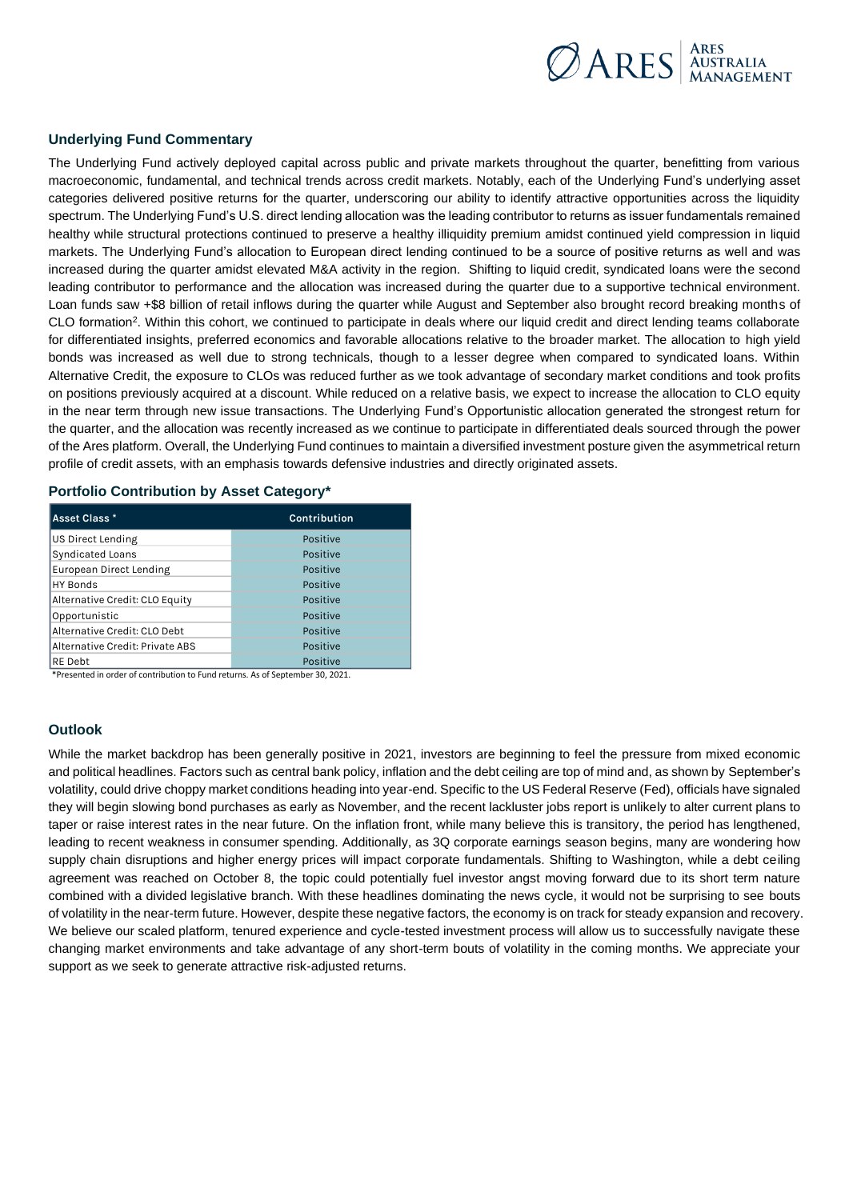## Underlying Fund Commentary

The Underlying Fund actively deployed capital across public and private markets throughout the quarter, benefitting from various macroeconomic, fundamental, and technical trends across credit markets. Notably, each of the Underlying Fund's underlying asset categories delivered positive returns for the quarter, underscoring our ability to identify attractive opportunities across the liquidity spectrum. The Underlying Fund's U.S. direct lending allocation was the leading contributor to returns as issuer fundamentals remained healthy while structural protections continued to preserve a healthy illiquidity premium amidst continued yield compression in liquid markets. The Underlying Fund's allocation to European direct lending continued to be a source of positive returns as well and was increased during the quarter amidst elevated M&A activity in the region. Shifting to liquid credit, syndicated loans were the second leading contributor to performance and the allocation was increased during the quarter due to a supportive technical environment. Loan funds saw +$8 billion of retail inflows during the quarter while August and September also brought record breaking months of CLO formation[2]. Within this cohort, we continued to participate in deals where our liquid credit and direct lending teams collaborate for differentiated insights, preferred economics and favorable allocations relative to the broader market. The allocation to high yield bonds was increased as well due to strong technicals, though to a lesser degree when compared to syndicated loans. Within Alternative Credit, the exposure to CLOs was reduced further as we took advantage of secondary market conditions and took profits on positions previously acquired at a discount. While reduced on a relative basis, we expect to increase the allocation to CLO equity in the near term through new issue transactions. The Underlying Fund's Opportunistic allocation generated the strongest return for the quarter, and the allocation was recently increased as we continue to participate in differentiated deals sourced through the power of the Ares platform. Overall, the Underlying Fund continues to maintain a diversified investment posture given the asymmetrical return profile of credit assets, with an emphasis towards defensive industries and directly originated assets.

## Portfolio Contribution by Asset Category*

| Asset Class * | Contribution |
|---|---|
| US Direct Lending | Positive |
| Syndicated Loans | Positive |
| European Direct Lending | Positive |
| HY Bonds | Positive |
| Alternative Credit: CLO Equity | Positive |
| Opportunistic | Positive |
| Alternative Credit: CLO Debt | Positive |
| Alternative Credit: Private ABS | Positive |
| RE Debt | Positive |

*Presented in order of contribution to Fund returns. As of September 30, 2021.

## Outlook

While the market backdrop has been generally positive in 2021, investors are beginning to feel the pressure from mixed economic and political headlines. Factors such as central bank policy, inflation and the debt ceiling are top of mind and, as shown by September's volatility, could drive choppy market conditions heading into year-end. Specific to the US Federal Reserve (Fed), officials have signaled they will begin slowing bond purchases as early as November, and the recent lackluster jobs report is unlikely to alter current plans to taper or raise interest rates in the near future. On the inflation front, while many believe this is transitory, the period has lengthened, leading to recent weakness in consumer spending. Additionally, as 3Q corporate earnings season begins, many are wondering how supply chain disruptions and higher energy prices will impact corporate fundamentals. Shifting to Washington, while a debt ceiling agreement was reached on October 8, the topic could potentially fuel investor angst moving forward due to its short term nature combined with a divided legislative branch. With these headlines dominating the news cycle, it would not be surprising to see bouts of volatility in the near-term future. However, despite these negative factors, the economy is on track for steady expansion and recovery. We believe our scaled platform, tenured experience and cycle-tested investment process will allow us to successfully navigate these changing market environments and take advantage of any short-term bouts of volatility in the coming months. We appreciate your support as we seek to generate attractive risk-adjusted returns.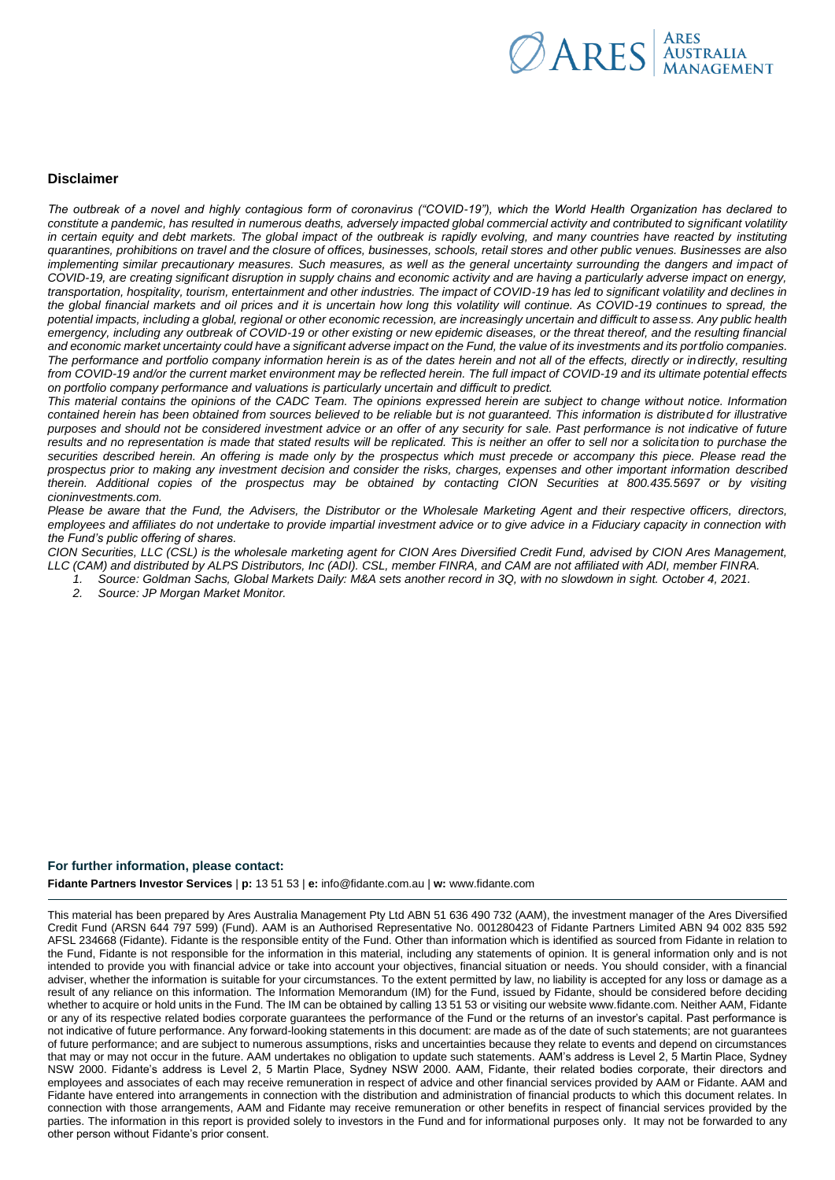## Disclaimer

*The outbreak of a novel and highly contagious form of coronavirus ("COVID-19"), which the World Health Organization has declared to constitute a pandemic, has resulted in numerous deaths, adversely impacted global commercial activity and contributed to significant volatility in certain equity and debt markets. The global impact of the outbreak is rapidly evolving, and many countries have reacted by instituting quarantines, prohibitions on travel and the closure of offices, businesses, schools, retail stores and other public venues. Businesses are also implementing similar precautionary measures. Such measures, as well as the general uncertainty surrounding the dangers and impact of COVID-19, are creating significant disruption in supply chains and economic activity and are having a particularly adverse impact on energy, transportation, hospitality, tourism, entertainment and other industries. The impact of COVID-19 has led to significant volatility and declines in the global financial markets and oil prices and it is uncertain how long this volatility will continue. As COVID-19 continues to spread, the potential impacts, including a global, regional or other economic recession, are increasingly uncertain and difficult to assess. Any public health emergency, including any outbreak of COVID-19 or other existing or new epidemic diseases, or the threat thereof, and the resulting financial and economic market uncertainty could have a significant adverse impact on the Fund, the value of its investments and its portfolio companies. The performance and portfolio company information herein is as of the dates herein and not all of the effects, directly or indirectly, resulting from COVID-19 and/or the current market environment may be reflected herein. The full impact of COVID-19 and its ultimate potential effects on portfolio company performance and valuations is particularly uncertain and difficult to predict.*

*This material contains the opinions of the CADC Team. The opinions expressed herein are subject to change without notice. Information contained herein has been obtained from sources believed to be reliable but is not guaranteed. This information is distributed for illustrative purposes and should not be considered investment advice or an offer of any security for sale. Past performance is not indicative of future results and no representation is made that stated results will be replicated. This is neither an offer to sell nor a solicitation to purchase the securities described herein. An offering is made only by the prospectus which must precede or accompany this piece. Please read the prospectus prior to making any investment decision and consider the risks, charges, expenses and other important information described therein. Additional copies of the prospectus may be obtained by contacting CION Securities at 800.435.5697 or by visiting cioninvestments.com.*

*Please be aware that the Fund, the Advisers, the Distributor or the Wholesale Marketing Agent and their respective officers, directors, employees and affiliates do not undertake to provide impartial investment advice or to give advice in a Fiduciary capacity in connection with the Fund's public offering of shares.*

*CION Securities, LLC (CSL) is the wholesale marketing agent for CION Ares Diversified Credit Fund, advised by CION Ares Management, LLC (CAM) and distributed by ALPS Distributors, Inc (ADI). CSL, member FINRA, and CAM are not affiliated with ADI, member FINRA.*

1. *Source: Goldman Sachs, Global Markets Daily: M&A sets another record in 3Q, with no slowdown in sight. October 4, 2021.*
2. *Source: JP Morgan Market Monitor.*

**For further information, please contact:**

**Fidante Partners Investor Services** | **p:** 13 51 53 | **e:** info@fidante.com.au | **w:** www.fidante.com

This material has been prepared by Ares Australia Management Pty Ltd ABN 51 636 490 732 (AAM), the investment manager of the Ares Diversified Credit Fund (ARSN 644 797 599) (Fund). AAM is an Authorised Representative No. 001280423 of Fidante Partners Limited ABN 94 002 835 592 AFSL 234668 (Fidante). Fidante is the responsible entity of the Fund. Other than information which is identified as sourced from Fidante in relation to the Fund, Fidante is not responsible for the information in this material, including any statements of opinion. It is general information only and is not intended to provide you with financial advice or take into account your objectives, financial situation or needs. You should consider, with a financial adviser, whether the information is suitable for your circumstances. To the extent permitted by law, no liability is accepted for any loss or damage as a result of any reliance on this information. The Information Memorandum (IM) for the Fund, issued by Fidante, should be considered before deciding whether to acquire or hold units in the Fund. The IM can be obtained by calling 13 51 53 or visiting our website www.fidante.com. Neither AAM, Fidante or any of its respective related bodies corporate guarantees the performance of the Fund or the returns of an investor's capital. Past performance is not indicative of future performance. Any forward-looking statements in this document: are made as of the date of such statements; are not guarantees of future performance; and are subject to numerous assumptions, risks and uncertainties because they relate to events and depend on circumstances that may or may not occur in the future. AAM undertakes no obligation to update such statements. AAM's address is Level 2, 5 Martin Place, Sydney NSW 2000. Fidante's address is Level 2, 5 Martin Place, Sydney NSW 2000. AAM, Fidante, their related bodies corporate, their directors and employees and associates of each may receive remuneration in respect of advice and other financial services provided by AAM or Fidante. AAM and Fidante have entered into arrangements in connection with the distribution and administration of financial products to which this document relates. In connection with those arrangements, AAM and Fidante may receive remuneration or other benefits in respect of financial services provided by the parties. The information in this report is provided solely to investors in the Fund and for informational purposes only. It may not be forwarded to any other person without Fidante's prior consent.